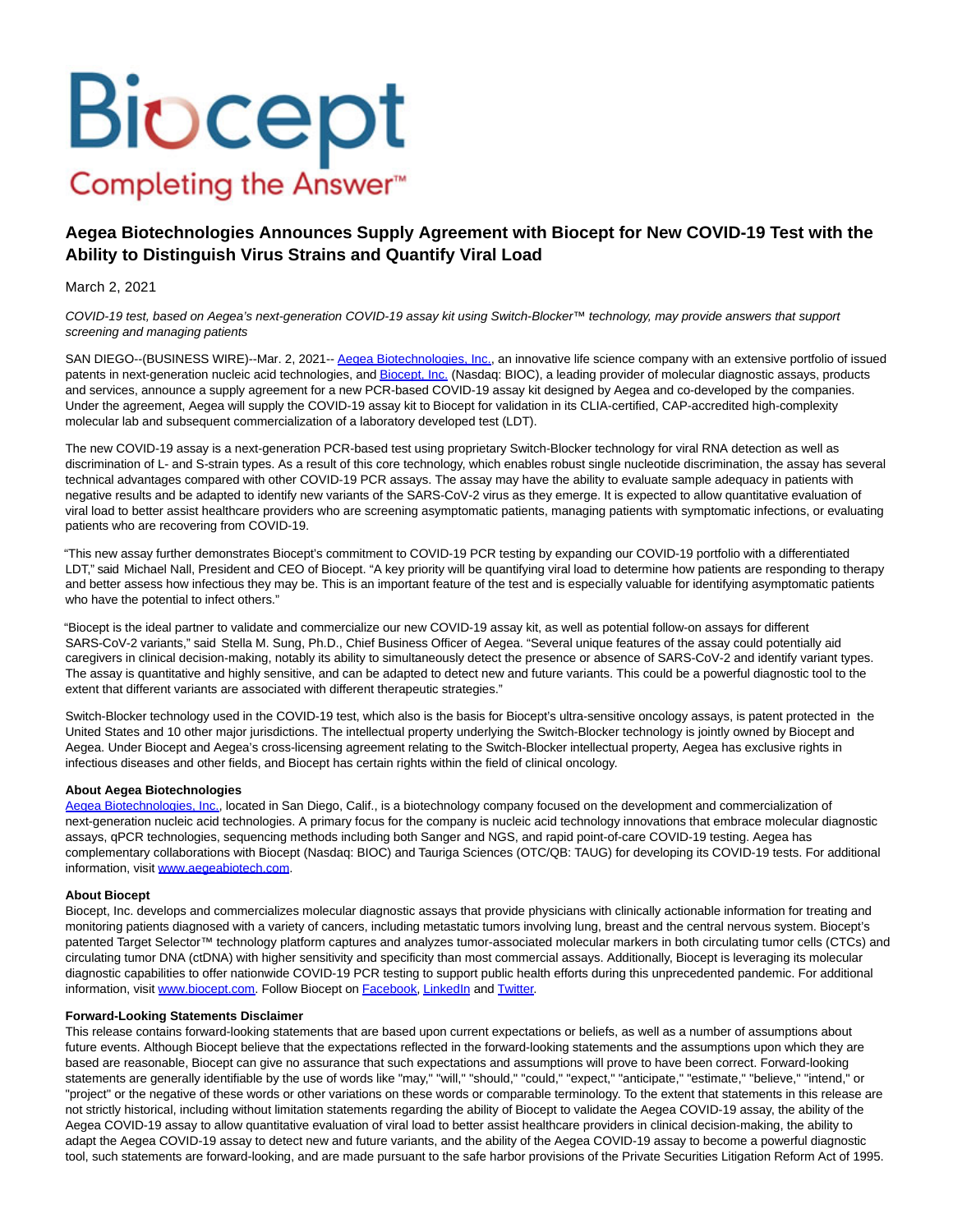# Aegea Biotechnologies Announces Supply Agreement with Biocept for New COVID-19 Test with the Ability to Distinguish Virus Strains and Quantify Viral Load

March 2, 2021

*COVID-19 test, based on Aegea's next-generation COVID-19 assay kit using Switch-Blocker™ technology, may provide answers that support screening and managing patients*

SAN DIEGO--(BUSINESS WIRE)--Mar. 2, 2021-- Aegea Biotechnologies, Inc., an innovative life science company with an extensive portfolio of issued patents in next-generation nucleic acid technologies, and Biocept, Inc. (Nasdaq: BIOC), a leading provider of molecular diagnostic assays, products and services, announce a supply agreement for a new PCR-based COVID-19 assay kit designed by Aegea and co-developed by the companies. Under the agreement, Aegea will supply the COVID-19 assay kit to Biocept for validation in its CLIA-certified, CAP-accredited high-complexity molecular lab and subsequent commercialization of a laboratory developed test (LDT).

The new COVID-19 assay is a next-generation PCR-based test using proprietary Switch-Blocker technology for viral RNA detection as well as discrimination of L- and S-strain types. As a result of this core technology, which enables robust single nucleotide discrimination, the assay has several technical advantages compared with other COVID-19 PCR assays. The assay may have the ability to evaluate sample adequacy in patients with negative results and be adapted to identify new variants of the SARS-CoV-2 virus as they emerge. It is expected to allow quantitative evaluation of viral load to better assist healthcare providers who are screening asymptomatic patients, managing patients with symptomatic infections, or evaluating patients who are recovering from COVID-19.

"This new assay further demonstrates Biocept's commitment to COVID-19 PCR testing by expanding our COVID-19 portfolio with a differentiated LDT," said Michael Nall, President and CEO of Biocept. "A key priority will be quantifying viral load to determine how patients are responding to therapy and better assess how infectious they may be. This is an important feature of the test and is especially valuable for identifying asymptomatic patients who have the potential to infect others."

"Biocept is the ideal partner to validate and commercialize our new COVID-19 assay kit, as well as potential follow-on assays for different SARS-CoV-2 variants," said Stella M. Sung, Ph.D., Chief Business Officer of Aegea. "Several unique features of the assay could potentially aid caregivers in clinical decision-making, notably its ability to simultaneously detect the presence or absence of SARS-CoV-2 and identify variant types. The assay is quantitative and highly sensitive, and can be adapted to detect new and future variants. This could be a powerful diagnostic tool to the extent that different variants are associated with different therapeutic strategies."

Switch-Blocker technology used in the COVID-19 test, which also is the basis for Biocept's ultra-sensitive oncology assays, is patent protected in the United States and 10 other major jurisdictions. The intellectual property underlying the Switch-Blocker technology is jointly owned by Biocept and Aegea. Under Biocept and Aegea's cross-licensing agreement relating to the Switch-Blocker intellectual property, Aegea has exclusive rights in infectious diseases and other fields, and Biocept has certain rights within the field of clinical oncology.

**About Aegea Biotechnologies**
Aegea Biotechnologies, Inc., located in San Diego, Calif., is a biotechnology company focused on the development and commercialization of next-generation nucleic acid technologies. A primary focus for the company is nucleic acid technology innovations that embrace molecular diagnostic assays, qPCR technologies, sequencing methods including both Sanger and NGS, and rapid point-of-care COVID-19 testing. Aegea has complementary collaborations with Biocept (Nasdaq: BIOC) and Tauriga Sciences (OTC/QB: TAUG) for developing its COVID-19 tests. For additional information, visit www.aegeabiotech.com.

**About Biocept**
Biocept, Inc. develops and commercializes molecular diagnostic assays that provide physicians with clinically actionable information for treating and monitoring patients diagnosed with a variety of cancers, including metastatic tumors involving lung, breast and the central nervous system. Biocept's patented Target Selector™ technology platform captures and analyzes tumor-associated molecular markers in both circulating tumor cells (CTCs) and circulating tumor DNA (ctDNA) with higher sensitivity and specificity than most commercial assays. Additionally, Biocept is leveraging its molecular diagnostic capabilities to offer nationwide COVID-19 PCR testing to support public health efforts during this unprecedented pandemic. For additional information, visit www.biocept.com. Follow Biocept on Facebook, LinkedIn and Twitter.

**Forward-Looking Statements Disclaimer**
This release contains forward-looking statements that are based upon current expectations or beliefs, as well as a number of assumptions about future events. Although Biocept believe that the expectations reflected in the forward-looking statements and the assumptions upon which they are based are reasonable, Biocept can give no assurance that such expectations and assumptions will prove to have been correct. Forward-looking statements are generally identifiable by the use of words like "may," "will," "should," "could," "expect," "anticipate," "estimate," "believe," "intend," or "project" or the negative of these words or other variations on these words or comparable terminology. To the extent that statements in this release are not strictly historical, including without limitation statements regarding the ability of Biocept to validate the Aegea COVID-19 assay, the ability of the Aegea COVID-19 assay to allow quantitative evaluation of viral load to better assist healthcare providers in clinical decision-making, the ability to adapt the Aegea COVID-19 assay to detect new and future variants, and the ability of the Aegea COVID-19 assay to become a powerful diagnostic tool, such statements are forward-looking, and are made pursuant to the safe harbor provisions of the Private Securities Litigation Reform Act of 1995.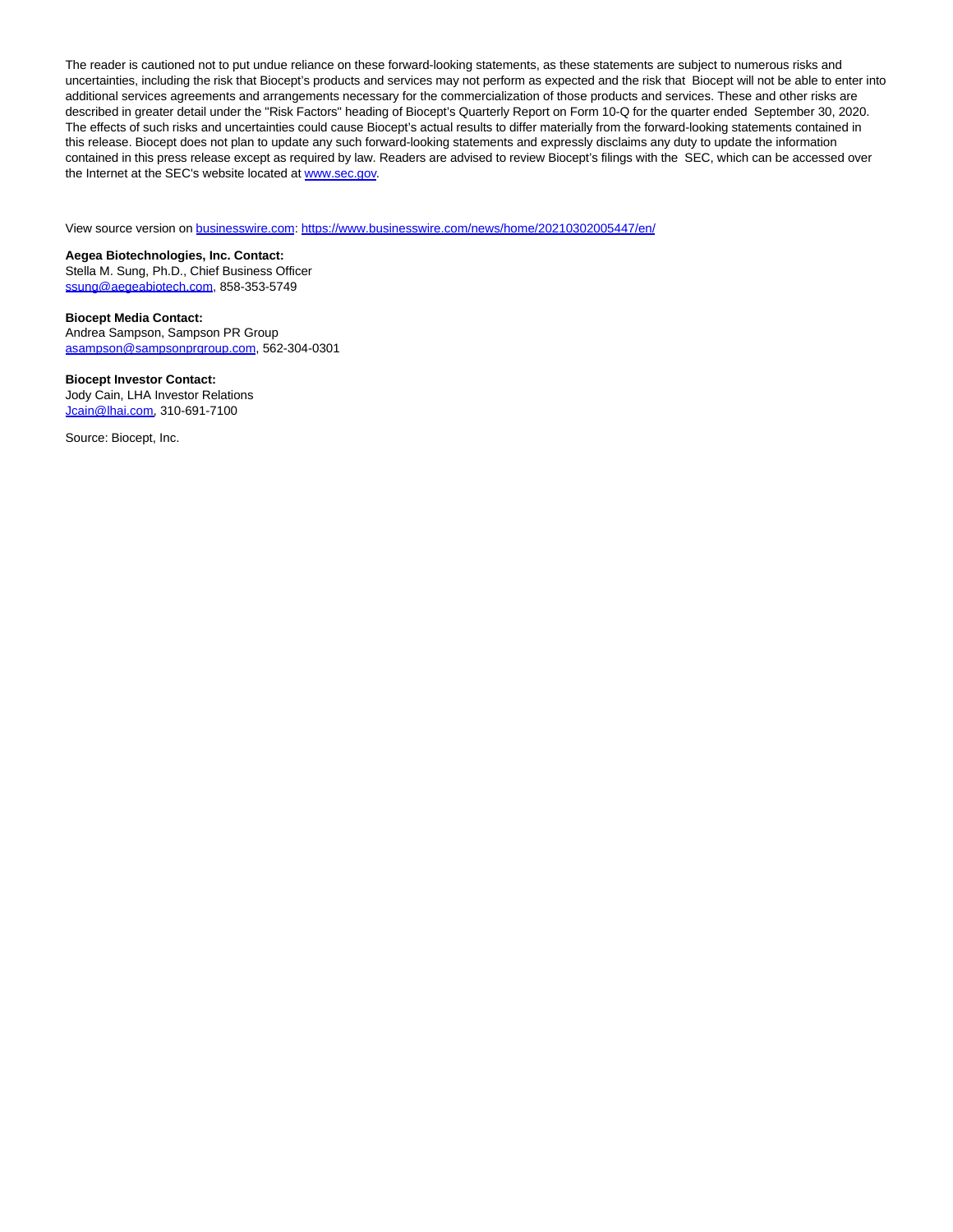The reader is cautioned not to put undue reliance on these forward-looking statements, as these statements are subject to numerous risks and uncertainties, including the risk that Biocept's products and services may not perform as expected and the risk that Biocept will not be able to enter into additional services agreements and arrangements necessary for the commercialization of those products and services. These and other risks are described in greater detail under the "Risk Factors" heading of Biocept's Quarterly Report on Form 10-Q for the quarter ended September 30, 2020. The effects of such risks and uncertainties could cause Biocept's actual results to differ materially from the forward-looking statements contained in this release. Biocept does not plan to update any such forward-looking statements and expressly disclaims any duty to update the information contained in this press release except as required by law. Readers are advised to review Biocept's filings with the SEC, which can be accessed over the Internet at the SEC's website located at [www.sec.gov](http://www.sec.gov).

View source version on [businesswire.com](https://www.businesswire.com): [https://www.businesswire.com/news/home/20210302005447/en/](https://www.businesswire.com/news/home/20210302005447/en/)

**Aegea Biotechnologies, Inc. Contact:**
Stella M. Sung, Ph.D., Chief Business Officer
[ssung@aegeabiotech.com](mailto:ssung@aegeabiotech.com), 858-353-5749

**Biocept Media Contact:**
Andrea Sampson, Sampson PR Group
[asampson@sampsonprgroup.com](mailto:asampson@sampsonprgroup.com), 562-304-0301

**Biocept Investor Contact:**
Jody Cain, LHA Investor Relations
[Jcain@lhai.com](mailto:Jcain@lhai.com), 310-691-7100

Source: Biocept, Inc.